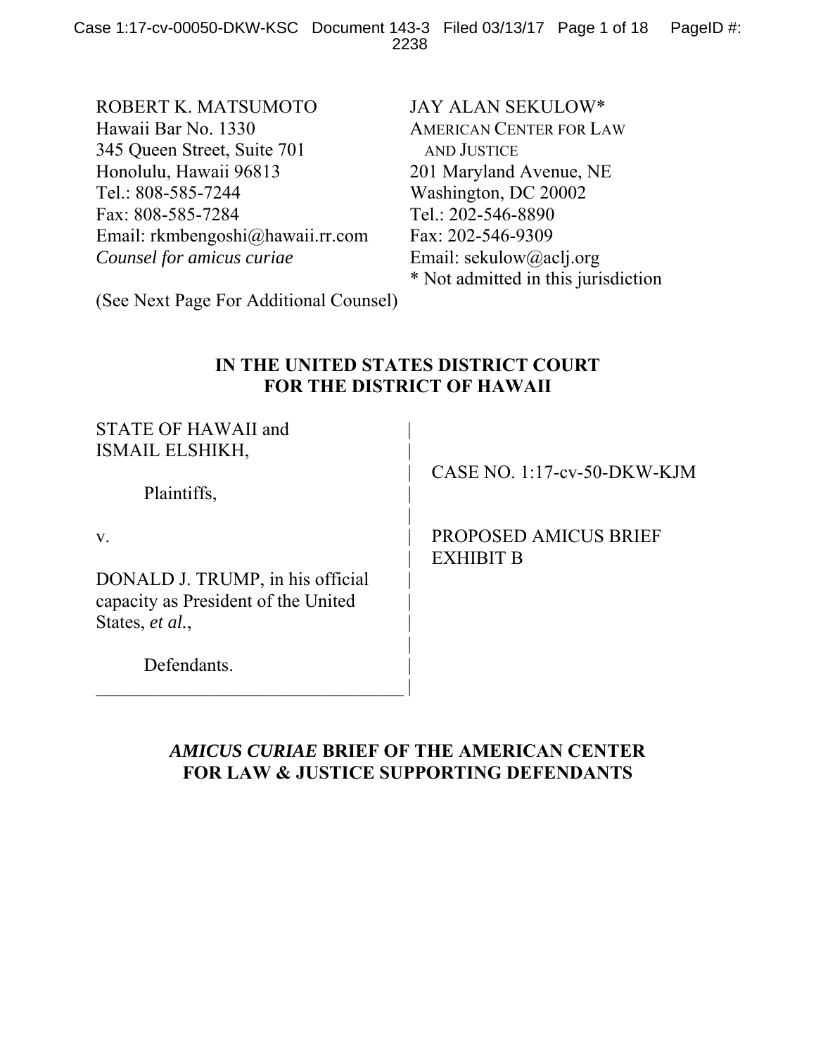ROBERT K. MATSUMOTO
Hawaii Bar No. 1330
345 Queen Street, Suite 701
Honolulu, Hawaii 96813
Tel.: 808-585-7244
Fax: 808-585-7284
Email: rkmbengoshi@hawaii.rr.com
*Counsel for amicus curiae*

JAY ALAN SEKULOW*
AMERICAN CENTER FOR LAW AND JUSTICE
201 Maryland Avenue, NE
Washington, DC 20002
Tel.: 202-546-8890
Fax: 202-546-9309
Email: sekulow@aclj.org
* Not admitted in this jurisdiction

(See Next Page For Additional Counsel)

**IN THE UNITED STATES DISTRICT COURT**
**FOR THE DISTRICT OF HAWAII**

| | |
|---|---|
| STATE OF HAWAII and ISMAIL ELSHIKH,<br><br>Plaintiffs,<br><br>v.<br><br>DONALD J. TRUMP, in his official capacity as President of the United States, *et al.*,<br><br>Defendants. | CASE NO. 1:17-cv-50-DKW-KJM<br><br>PROPOSED AMICUS BRIEF EXHIBIT B |

***AMICUS CURIAE* BRIEF OF THE AMERICAN CENTER FOR LAW & JUSTICE SUPPORTING DEFENDANTS**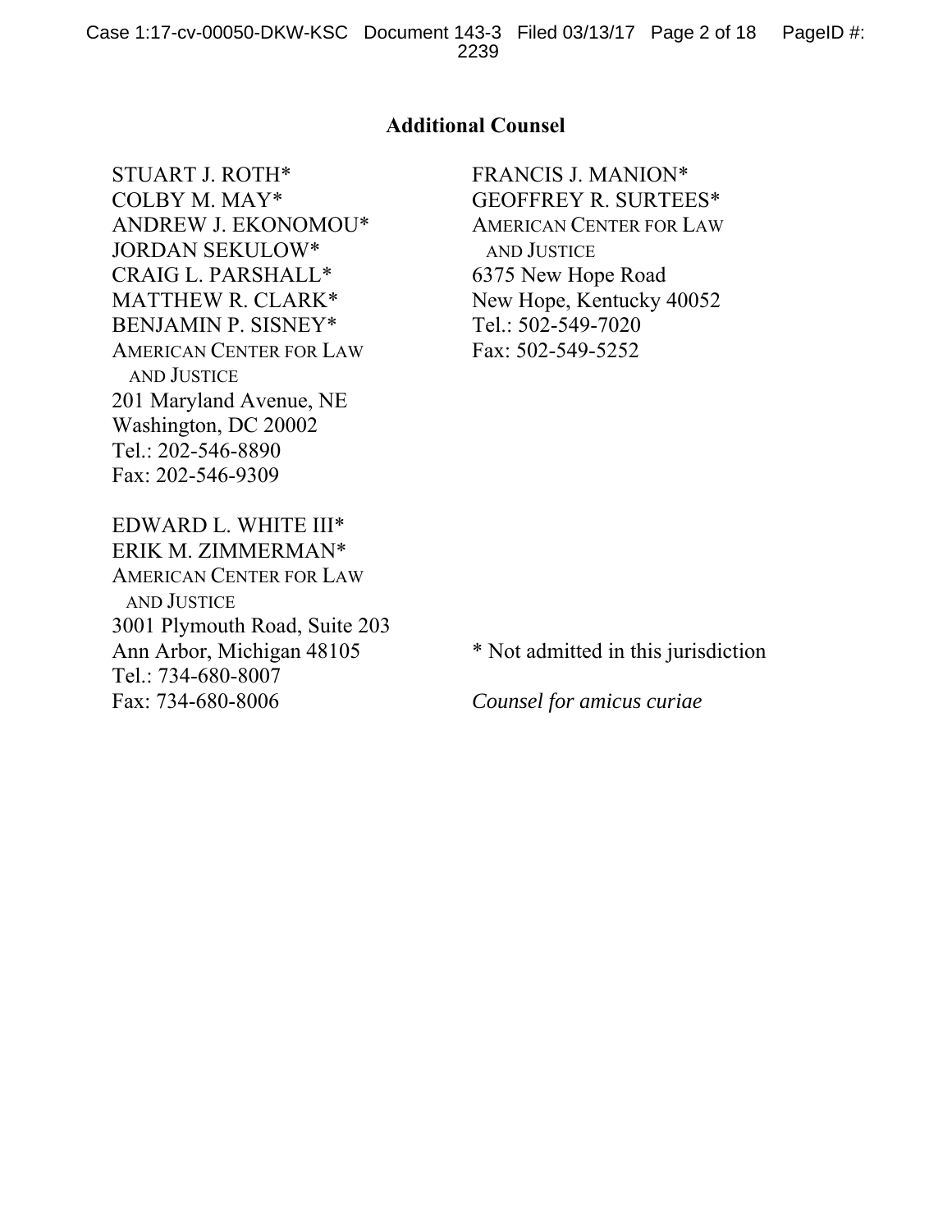## Additional Counsel

STUART J. ROTH*
COLBY M. MAY*
ANDREW J. EKONOMOU*
JORDAN SEKULOW*
CRAIG L. PARSHALL*
MATTHEW R. CLARK*
BENJAMIN P. SISNEY*
AMERICAN CENTER FOR LAW AND JUSTICE
201 Maryland Avenue, NE
Washington, DC 20002
Tel.: 202-546-8890
Fax: 202-546-9309

EDWARD L. WHITE III*
ERIK M. ZIMMERMAN*
AMERICAN CENTER FOR LAW AND JUSTICE
3001 Plymouth Road, Suite 203
Ann Arbor, Michigan 48105
Tel.: 734-680-8007
Fax: 734-680-8006

FRANCIS J. MANION*
GEOFFREY R. SURTEES*
AMERICAN CENTER FOR LAW AND JUSTICE
6375 New Hope Road
New Hope, Kentucky 40052
Tel.: 502-549-7020
Fax: 502-549-5252

* Not admitted in this jurisdiction

*Counsel for amicus curiae*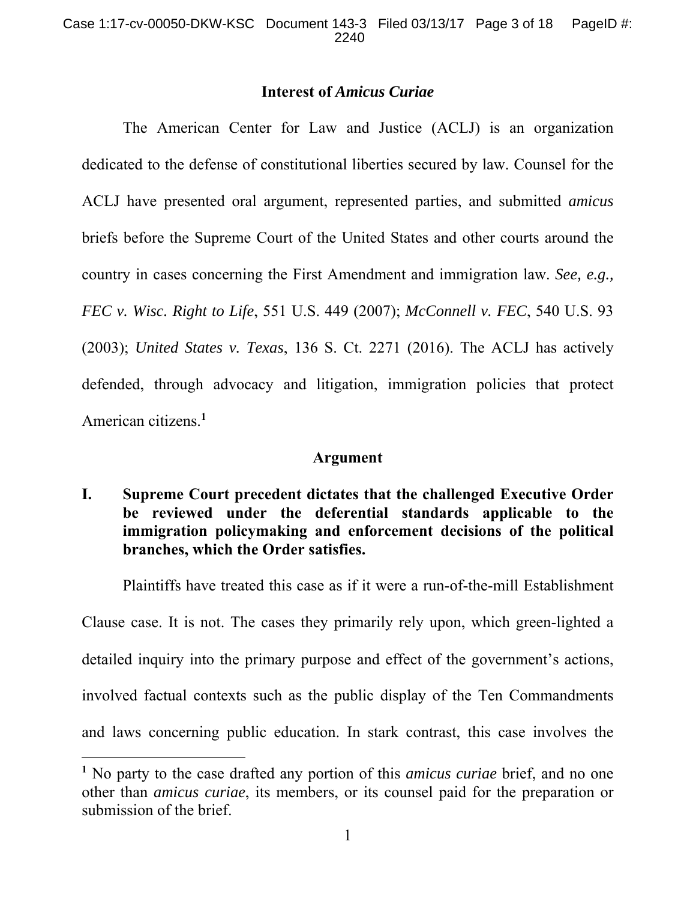## Interest of *Amicus Curiae*

The American Center for Law and Justice (ACLJ) is an organization dedicated to the defense of constitutional liberties secured by law. Counsel for the ACLJ have presented oral argument, represented parties, and submitted *amicus* briefs before the Supreme Court of the United States and other courts around the country in cases concerning the First Amendment and immigration law. *See, e.g., FEC v. Wisc. Right to Life*, 551 U.S. 449 (2007); *McConnell v. FEC*, 540 U.S. 93 (2003); *United States v. Texas*, 136 S. Ct. 2271 (2016). The ACLJ has actively defended, through advocacy and litigation, immigration policies that protect American citizens.[1]

## Argument

### I. Supreme Court precedent dictates that the challenged Executive Order be reviewed under the deferential standards applicable to the immigration policymaking and enforcement decisions of the political branches, which the Order satisfies.

Plaintiffs have treated this case as if it were a run-of-the-mill Establishment Clause case. It is not. The cases they primarily rely upon, which green-lighted a detailed inquiry into the primary purpose and effect of the government's actions, involved factual contexts such as the public display of the Ten Commandments and laws concerning public education. In stark contrast, this case involves the

---

[1] No party to the case drafted any portion of this *amicus curiae* brief, and no one other than *amicus curiae*, its members, or its counsel paid for the preparation or submission of the brief.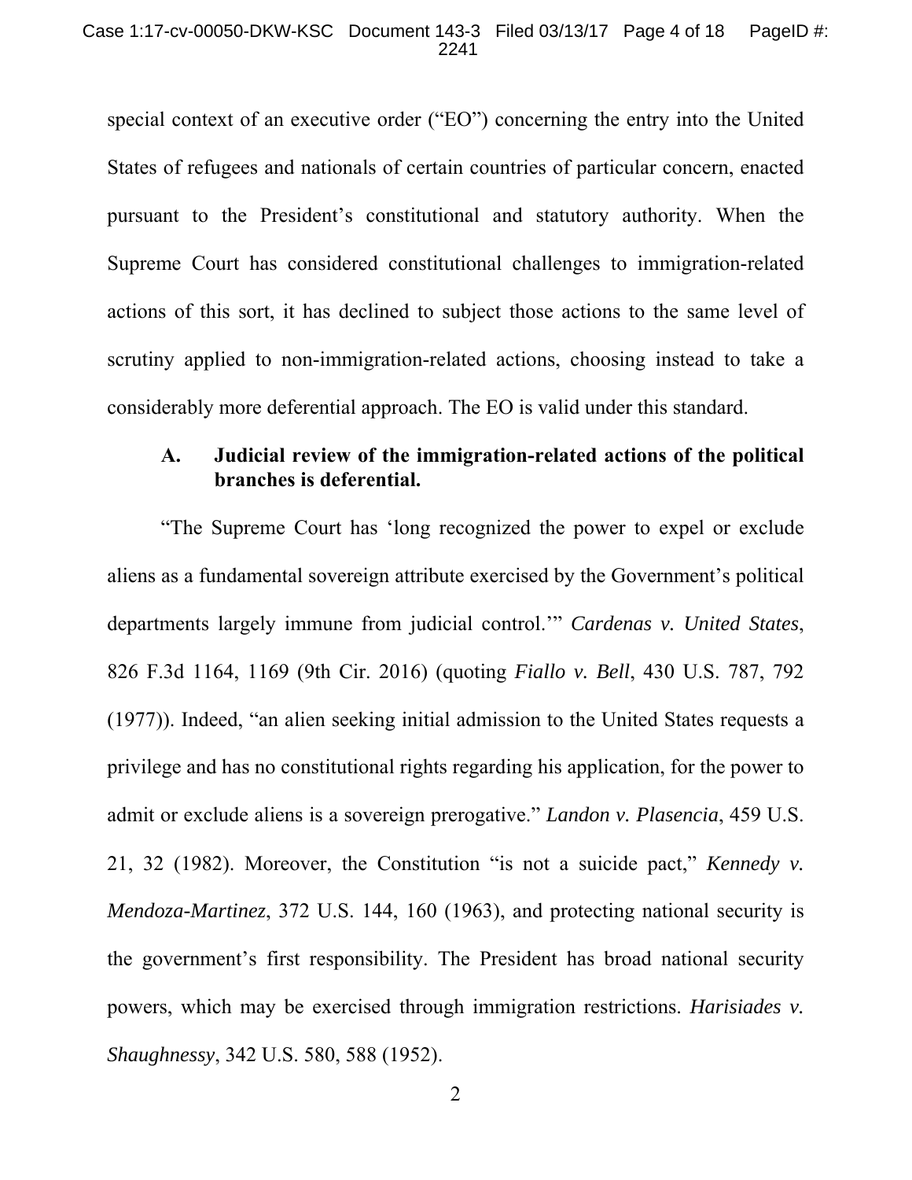special context of an executive order ("EO") concerning the entry into the United States of refugees and nationals of certain countries of particular concern, enacted pursuant to the President's constitutional and statutory authority. When the Supreme Court has considered constitutional challenges to immigration-related actions of this sort, it has declined to subject those actions to the same level of scrutiny applied to non-immigration-related actions, choosing instead to take a considerably more deferential approach. The EO is valid under this standard.

### A. Judicial review of the immigration-related actions of the political branches is deferential.

"The Supreme Court has 'long recognized the power to expel or exclude aliens as a fundamental sovereign attribute exercised by the Government's political departments largely immune from judicial control.'" *Cardenas v. United States*, 826 F.3d 1164, 1169 (9th Cir. 2016) (quoting *Fiallo v. Bell*, 430 U.S. 787, 792 (1977)). Indeed, "an alien seeking initial admission to the United States requests a privilege and has no constitutional rights regarding his application, for the power to admit or exclude aliens is a sovereign prerogative." *Landon v. Plasencia*, 459 U.S. 21, 32 (1982). Moreover, the Constitution "is not a suicide pact," *Kennedy v. Mendoza-Martinez*, 372 U.S. 144, 160 (1963), and protecting national security is the government's first responsibility. The President has broad national security powers, which may be exercised through immigration restrictions. *Harisiades v. Shaughnessy*, 342 U.S. 580, 588 (1952).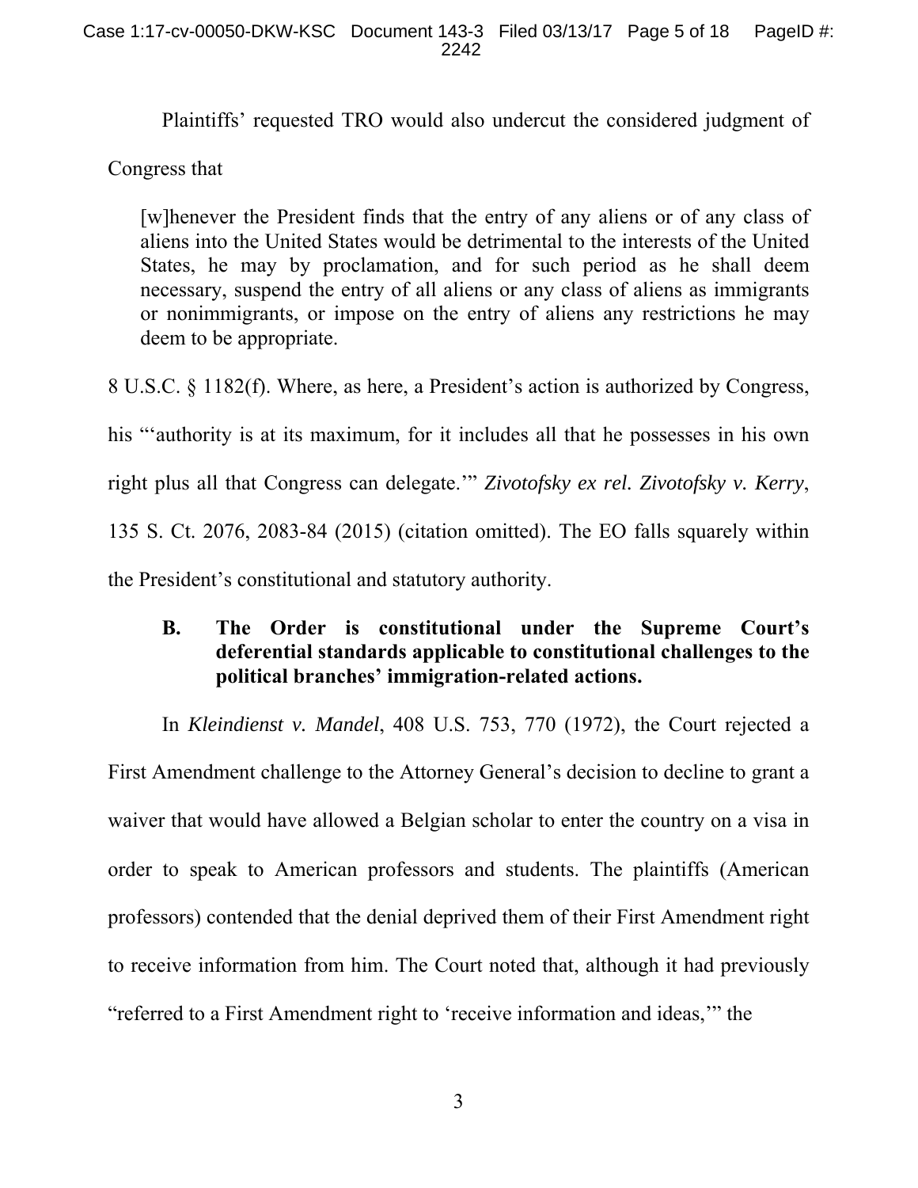Plaintiffs' requested TRO would also undercut the considered judgment of Congress that

> [w]henever the President finds that the entry of any aliens or of any class of aliens into the United States would be detrimental to the interests of the United States, he may by proclamation, and for such period as he shall deem necessary, suspend the entry of all aliens or any class of aliens as immigrants or nonimmigrants, or impose on the entry of aliens any restrictions he may deem to be appropriate.

8 U.S.C. § 1182(f). Where, as here, a President's action is authorized by Congress, his "'authority is at its maximum, for it includes all that he possesses in his own right plus all that Congress can delegate.'" *Zivotofsky ex rel. Zivotofsky v. Kerry*, 135 S. Ct. 2076, 2083-84 (2015) (citation omitted). The EO falls squarely within the President's constitutional and statutory authority.

### B. The Order is constitutional under the Supreme Court's deferential standards applicable to constitutional challenges to the political branches' immigration-related actions.

In *Kleindienst v. Mandel*, 408 U.S. 753, 770 (1972), the Court rejected a First Amendment challenge to the Attorney General's decision to decline to grant a waiver that would have allowed a Belgian scholar to enter the country on a visa in order to speak to American professors and students. The plaintiffs (American professors) contended that the denial deprived them of their First Amendment right to receive information from him. The Court noted that, although it had previously "referred to a First Amendment right to 'receive information and ideas,'" the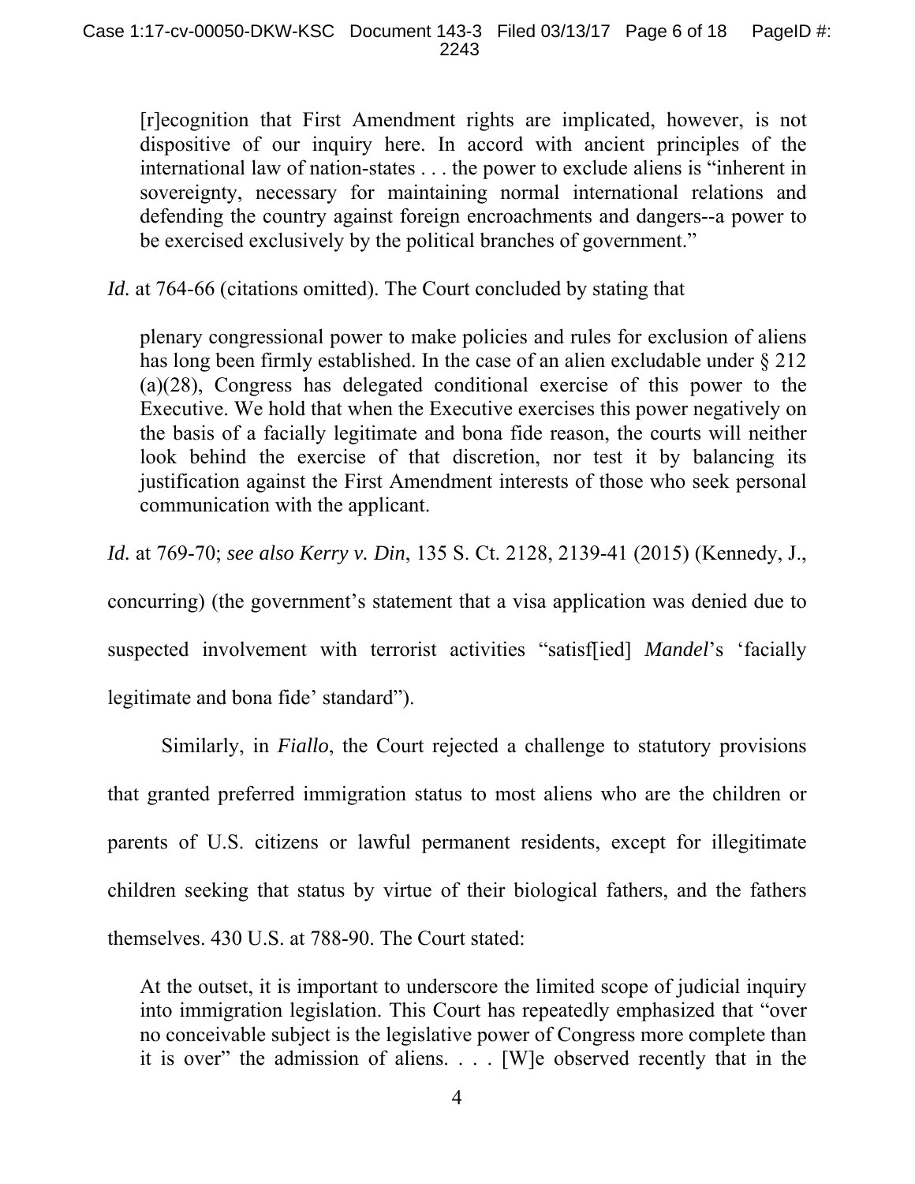> [r]ecognition that First Amendment rights are implicated, however, is not dispositive of our inquiry here. In accord with ancient principles of the international law of nation-states . . . the power to exclude aliens is "inherent in sovereignty, necessary for maintaining normal international relations and defending the country against foreign encroachments and dangers--a power to be exercised exclusively by the political branches of government."

*Id.* at 764-66 (citations omitted). The Court concluded by stating that

> plenary congressional power to make policies and rules for exclusion of aliens has long been firmly established. In the case of an alien excludable under § 212 (a)(28), Congress has delegated conditional exercise of this power to the Executive. We hold that when the Executive exercises this power negatively on the basis of a facially legitimate and bona fide reason, the courts will neither look behind the exercise of that discretion, nor test it by balancing its justification against the First Amendment interests of those who seek personal communication with the applicant.

*Id.* at 769-70; *see also Kerry v. Din*, 135 S. Ct. 2128, 2139-41 (2015) (Kennedy, J., concurring) (the government's statement that a visa application was denied due to suspected involvement with terrorist activities "satisf[ied] *Mandel*'s 'facially legitimate and bona fide' standard").

Similarly, in *Fiallo*, the Court rejected a challenge to statutory provisions that granted preferred immigration status to most aliens who are the children or parents of U.S. citizens or lawful permanent residents, except for illegitimate children seeking that status by virtue of their biological fathers, and the fathers themselves. 430 U.S. at 788-90. The Court stated:

> At the outset, it is important to underscore the limited scope of judicial inquiry into immigration legislation. This Court has repeatedly emphasized that "over no conceivable subject is the legislative power of Congress more complete than it is over" the admission of aliens. . . . [W]e observed recently that in the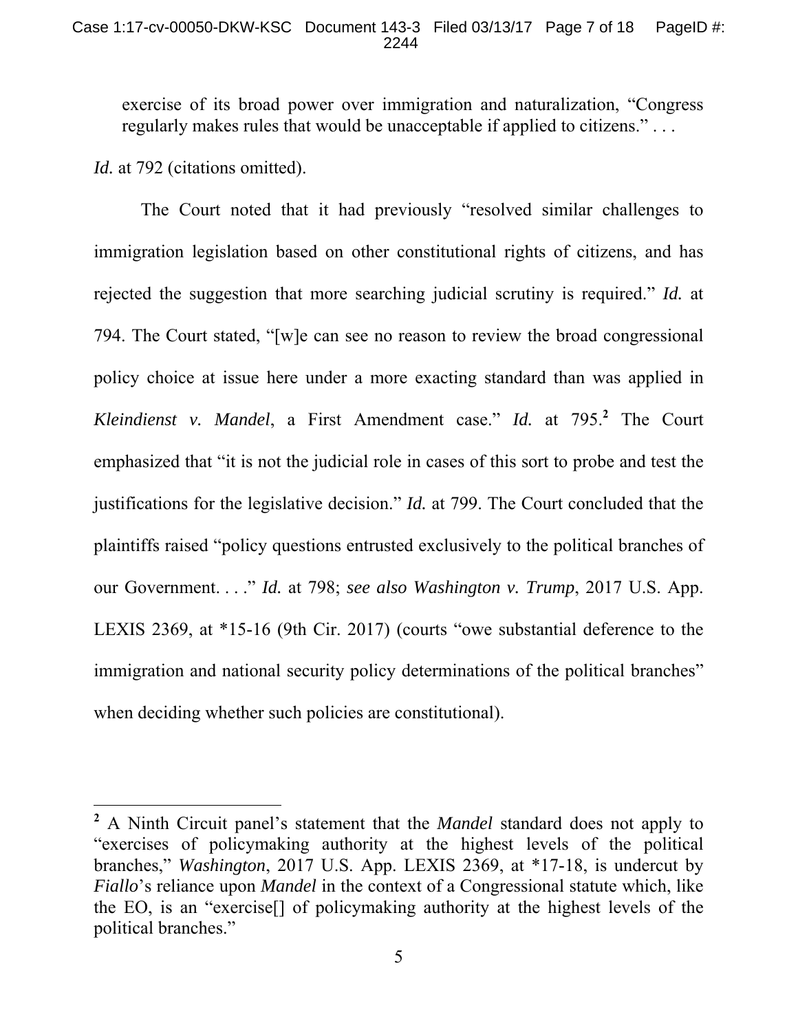> exercise of its broad power over immigration and naturalization, "Congress regularly makes rules that would be unacceptable if applied to citizens." . . .

*Id.* at 792 (citations omitted).

The Court noted that it had previously "resolved similar challenges to immigration legislation based on other constitutional rights of citizens, and has rejected the suggestion that more searching judicial scrutiny is required." *Id.* at 794. The Court stated, "[w]e can see no reason to review the broad congressional policy choice at issue here under a more exacting standard than was applied in *Kleindienst v. Mandel*, a First Amendment case." *Id.* at 795.[2] The Court emphasized that "it is not the judicial role in cases of this sort to probe and test the justifications for the legislative decision." *Id.* at 799. The Court concluded that the plaintiffs raised "policy questions entrusted exclusively to the political branches of our Government. . . ." *Id.* at 798; *see also Washington v. Trump*, 2017 U.S. App. LEXIS 2369, at *15-16 (9th Cir. 2017) (courts "owe substantial deference to the immigration and national security policy determinations of the political branches" when deciding whether such policies are constitutional).

---

[2] A Ninth Circuit panel's statement that the *Mandel* standard does not apply to "exercises of policymaking authority at the highest levels of the political branches," *Washington*, 2017 U.S. App. LEXIS 2369, at *17-18, is undercut by *Fiallo*'s reliance upon *Mandel* in the context of a Congressional statute which, like the EO, is an "exercise[] of policymaking authority at the highest levels of the political branches."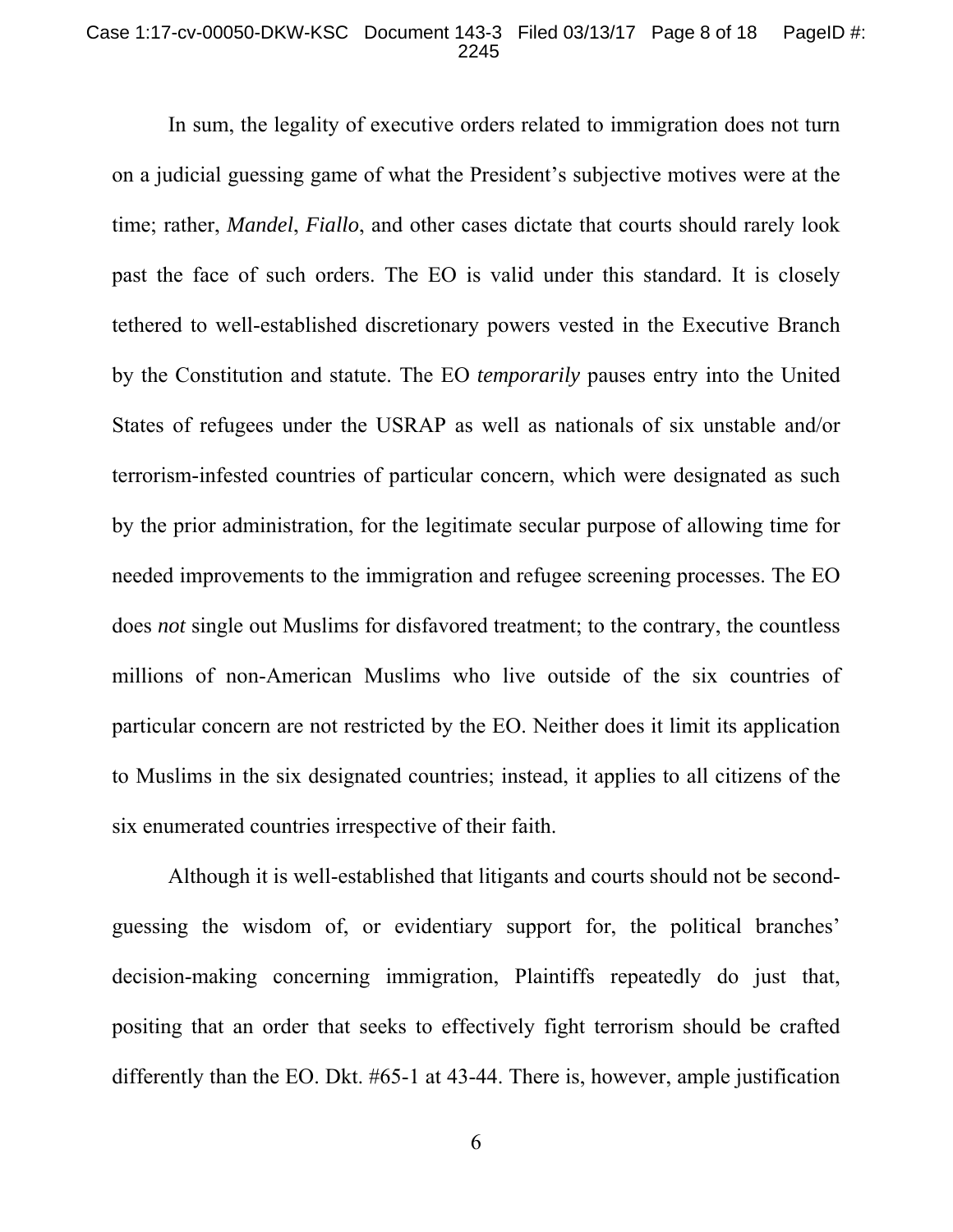In sum, the legality of executive orders related to immigration does not turn on a judicial guessing game of what the President's subjective motives were at the time; rather, *Mandel*, *Fiallo*, and other cases dictate that courts should rarely look past the face of such orders. The EO is valid under this standard. It is closely tethered to well-established discretionary powers vested in the Executive Branch by the Constitution and statute. The EO *temporarily* pauses entry into the United States of refugees under the USRAP as well as nationals of six unstable and/or terrorism-infested countries of particular concern, which were designated as such by the prior administration, for the legitimate secular purpose of allowing time for needed improvements to the immigration and refugee screening processes. The EO does *not* single out Muslims for disfavored treatment; to the contrary, the countless millions of non-American Muslims who live outside of the six countries of particular concern are not restricted by the EO. Neither does it limit its application to Muslims in the six designated countries; instead, it applies to all citizens of the six enumerated countries irrespective of their faith.

Although it is well-established that litigants and courts should not be second-guessing the wisdom of, or evidentiary support for, the political branches' decision-making concerning immigration, Plaintiffs repeatedly do just that, positing that an order that seeks to effectively fight terrorism should be crafted differently than the EO. Dkt. #65-1 at 43-44. There is, however, ample justification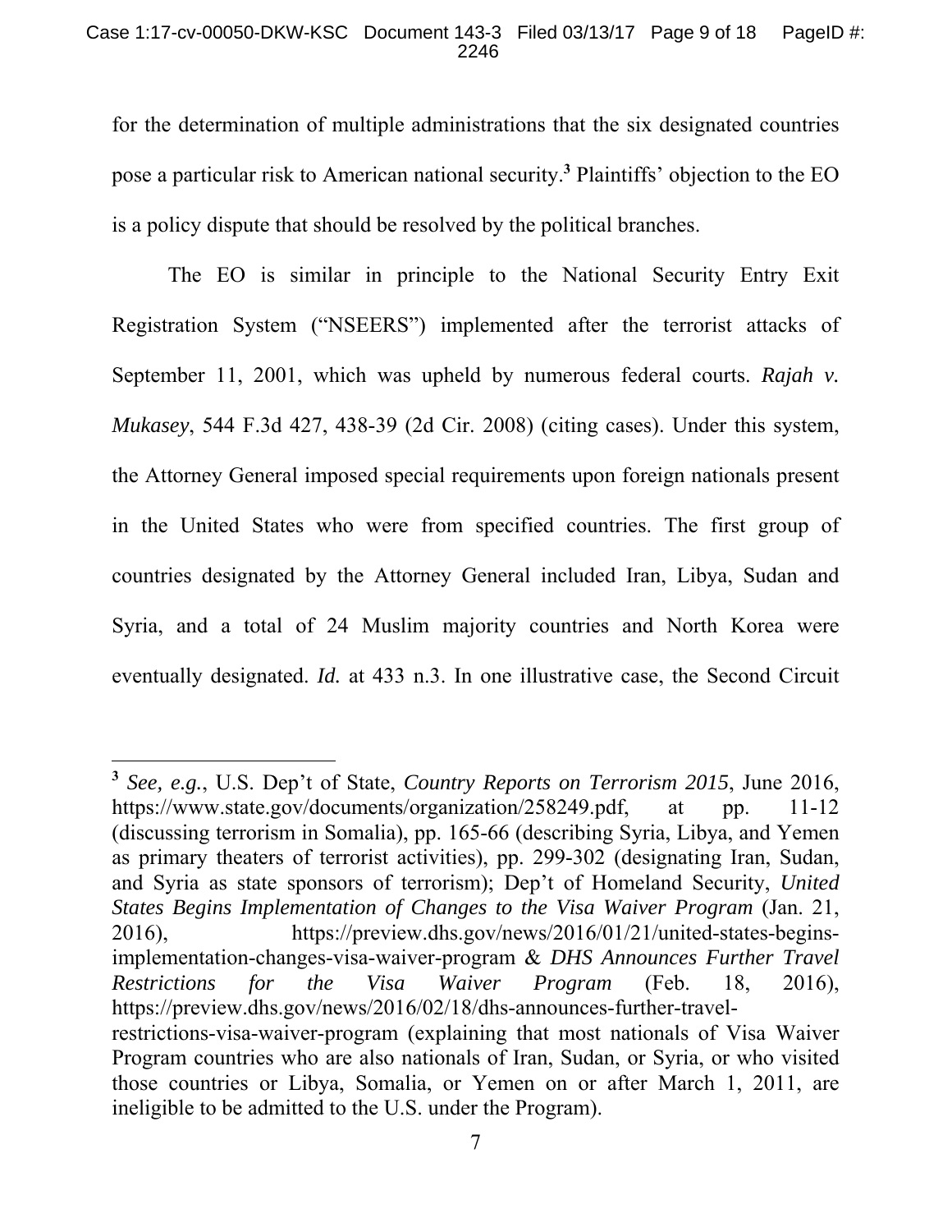for the determination of multiple administrations that the six designated countries pose a particular risk to American national security.[3] Plaintiffs' objection to the EO is a policy dispute that should be resolved by the political branches.

The EO is similar in principle to the National Security Entry Exit Registration System ("NSEERS") implemented after the terrorist attacks of September 11, 2001, which was upheld by numerous federal courts. *Rajah v. Mukasey*, 544 F.3d 427, 438-39 (2d Cir. 2008) (citing cases). Under this system, the Attorney General imposed special requirements upon foreign nationals present in the United States who were from specified countries. The first group of countries designated by the Attorney General included Iran, Libya, Sudan and Syria, and a total of 24 Muslim majority countries and North Korea were eventually designated. *Id.* at 433 n.3. In one illustrative case, the Second Circuit

---

[3] *See, e.g.*, U.S. Dep't of State, *Country Reports on Terrorism 2015*, June 2016, https://www.state.gov/documents/organization/258249.pdf, at pp. 11-12 (discussing terrorism in Somalia), pp. 165-66 (describing Syria, Libya, and Yemen as primary theaters of terrorist activities), pp. 299-302 (designating Iran, Sudan, and Syria as state sponsors of terrorism); Dep't of Homeland Security, *United States Begins Implementation of Changes to the Visa Waiver Program* (Jan. 21, 2016), https://preview.dhs.gov/news/2016/01/21/united-states-begins-implementation-changes-visa-waiver-program & *DHS Announces Further Travel Restrictions for the Visa Waiver Program* (Feb. 18, 2016), https://preview.dhs.gov/news/2016/02/18/dhs-announces-further-travel-restrictions-visa-waiver-program (explaining that most nationals of Visa Waiver Program countries who are also nationals of Iran, Sudan, or Syria, or who visited those countries or Libya, Somalia, or Yemen on or after March 1, 2011, are ineligible to be admitted to the U.S. under the Program).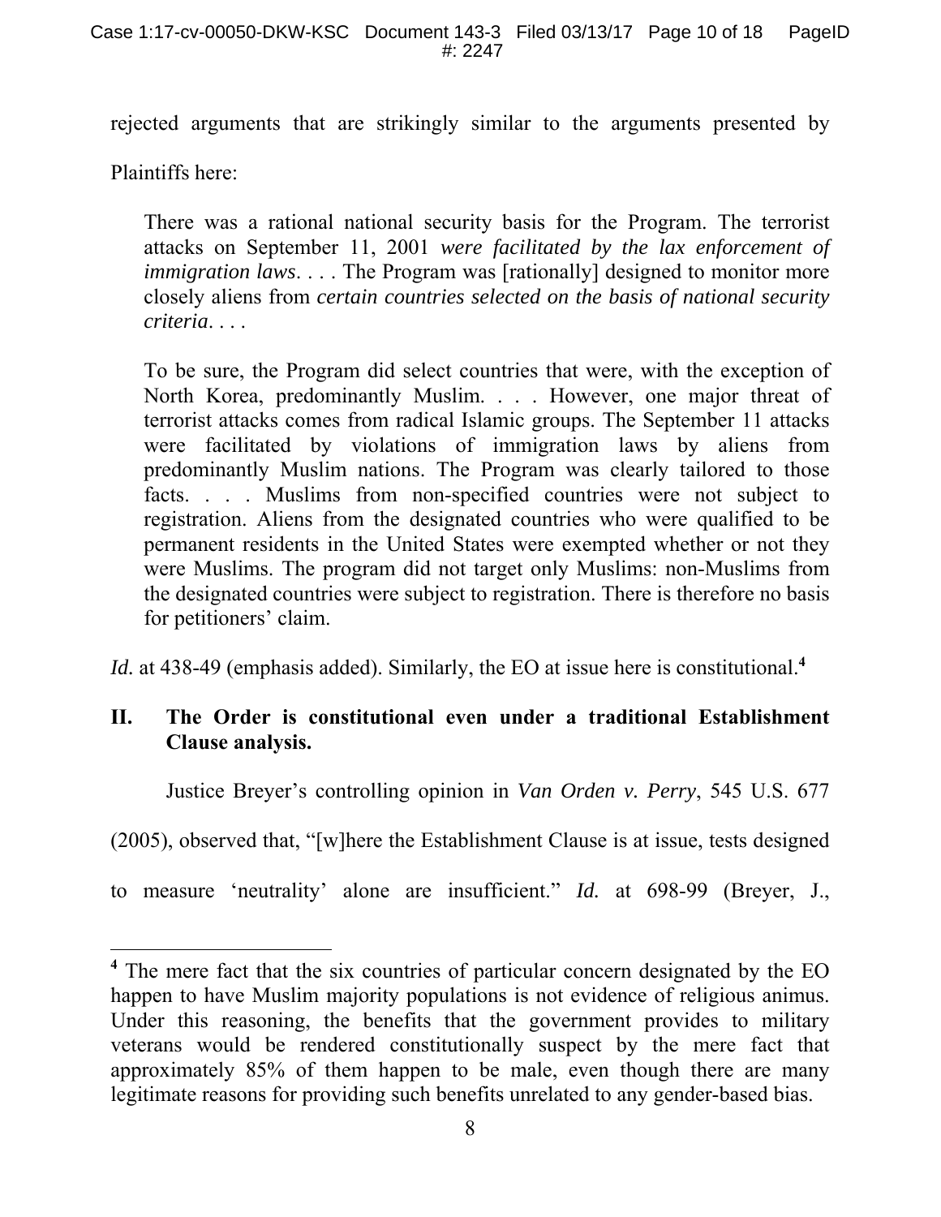rejected arguments that are strikingly similar to the arguments presented by Plaintiffs here:

> There was a rational national security basis for the Program. The terrorist attacks on September 11, 2001 *were facilitated by the lax enforcement of immigration laws*. . . . The Program was [rationally] designed to monitor more closely aliens from *certain countries selected on the basis of national security criteria*. . . .
>
> To be sure, the Program did select countries that were, with the exception of North Korea, predominantly Muslim. . . . However, one major threat of terrorist attacks comes from radical Islamic groups. The September 11 attacks were facilitated by violations of immigration laws by aliens from predominantly Muslim nations. The Program was clearly tailored to those facts. . . . Muslims from non-specified countries were not subject to registration. Aliens from the designated countries who were qualified to be permanent residents in the United States were exempted whether or not they were Muslims. The program did not target only Muslims: non-Muslims from the designated countries were subject to registration. There is therefore no basis for petitioners' claim.

*Id.* at 438-49 (emphasis added). Similarly, the EO at issue here is constitutional.[4]

## II. The Order is constitutional even under a traditional Establishment Clause analysis.

Justice Breyer's controlling opinion in *Van Orden v. Perry*, 545 U.S. 677 (2005), observed that, "[w]here the Establishment Clause is at issue, tests designed to measure 'neutrality' alone are insufficient." *Id.* at 698-99 (Breyer, J.,

---

[4] The mere fact that the six countries of particular concern designated by the EO happen to have Muslim majority populations is not evidence of religious animus. Under this reasoning, the benefits that the government provides to military veterans would be rendered constitutionally suspect by the mere fact that approximately 85% of them happen to be male, even though there are many legitimate reasons for providing such benefits unrelated to any gender-based bias.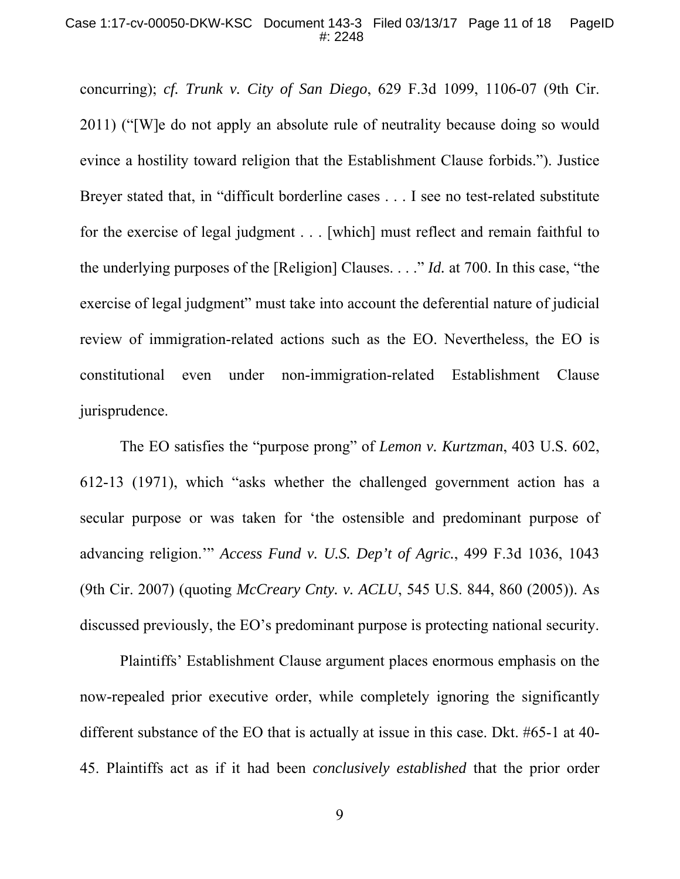concurring); *cf. Trunk v. City of San Diego*, 629 F.3d 1099, 1106-07 (9th Cir. 2011) ("[W]e do not apply an absolute rule of neutrality because doing so would evince a hostility toward religion that the Establishment Clause forbids."). Justice Breyer stated that, in "difficult borderline cases . . . I see no test-related substitute for the exercise of legal judgment . . . [which] must reflect and remain faithful to the underlying purposes of the [Religion] Clauses. . . ." *Id.* at 700. In this case, "the exercise of legal judgment" must take into account the deferential nature of judicial review of immigration-related actions such as the EO. Nevertheless, the EO is constitutional even under non-immigration-related Establishment Clause jurisprudence.

The EO satisfies the "purpose prong" of *Lemon v. Kurtzman*, 403 U.S. 602, 612-13 (1971), which "asks whether the challenged government action has a secular purpose or was taken for 'the ostensible and predominant purpose of advancing religion.'" *Access Fund v. U.S. Dep't of Agric.*, 499 F.3d 1036, 1043 (9th Cir. 2007) (quoting *McCreary Cnty. v. ACLU*, 545 U.S. 844, 860 (2005)). As discussed previously, the EO's predominant purpose is protecting national security.

Plaintiffs' Establishment Clause argument places enormous emphasis on the now-repealed prior executive order, while completely ignoring the significantly different substance of the EO that is actually at issue in this case. Dkt. #65-1 at 40-45. Plaintiffs act as if it had been *conclusively established* that the prior order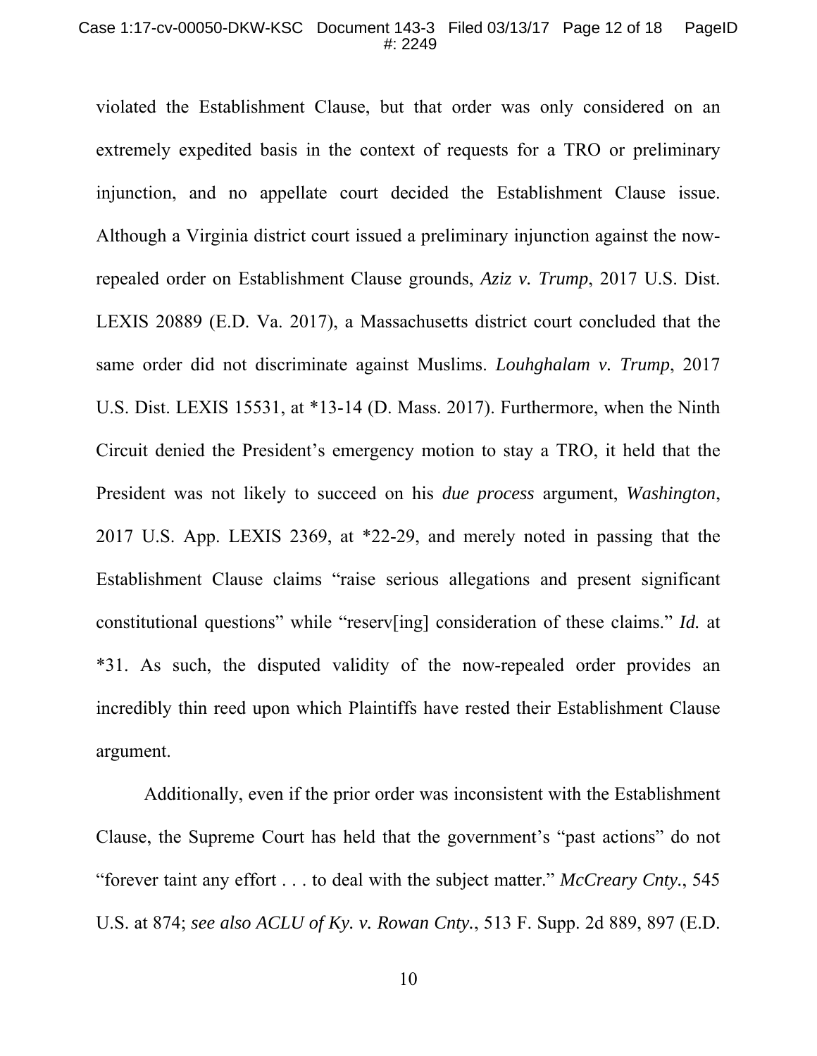violated the Establishment Clause, but that order was only considered on an extremely expedited basis in the context of requests for a TRO or preliminary injunction, and no appellate court decided the Establishment Clause issue. Although a Virginia district court issued a preliminary injunction against the now-repealed order on Establishment Clause grounds, *Aziz v. Trump*, 2017 U.S. Dist. LEXIS 20889 (E.D. Va. 2017), a Massachusetts district court concluded that the same order did not discriminate against Muslims. *Louhghalam v. Trump*, 2017 U.S. Dist. LEXIS 15531, at *13-14 (D. Mass. 2017). Furthermore, when the Ninth Circuit denied the President's emergency motion to stay a TRO, it held that the President was not likely to succeed on his *due process* argument, *Washington*, 2017 U.S. App. LEXIS 2369, at *22-29, and merely noted in passing that the Establishment Clause claims "raise serious allegations and present significant constitutional questions" while "reserv[ing] consideration of these claims." *Id.* at *31. As such, the disputed validity of the now-repealed order provides an incredibly thin reed upon which Plaintiffs have rested their Establishment Clause argument.

Additionally, even if the prior order was inconsistent with the Establishment Clause, the Supreme Court has held that the government's "past actions" do not "forever taint any effort . . . to deal with the subject matter." *McCreary Cnty.*, 545 U.S. at 874; *see also ACLU of Ky. v. Rowan Cnty.*, 513 F. Supp. 2d 889, 897 (E.D.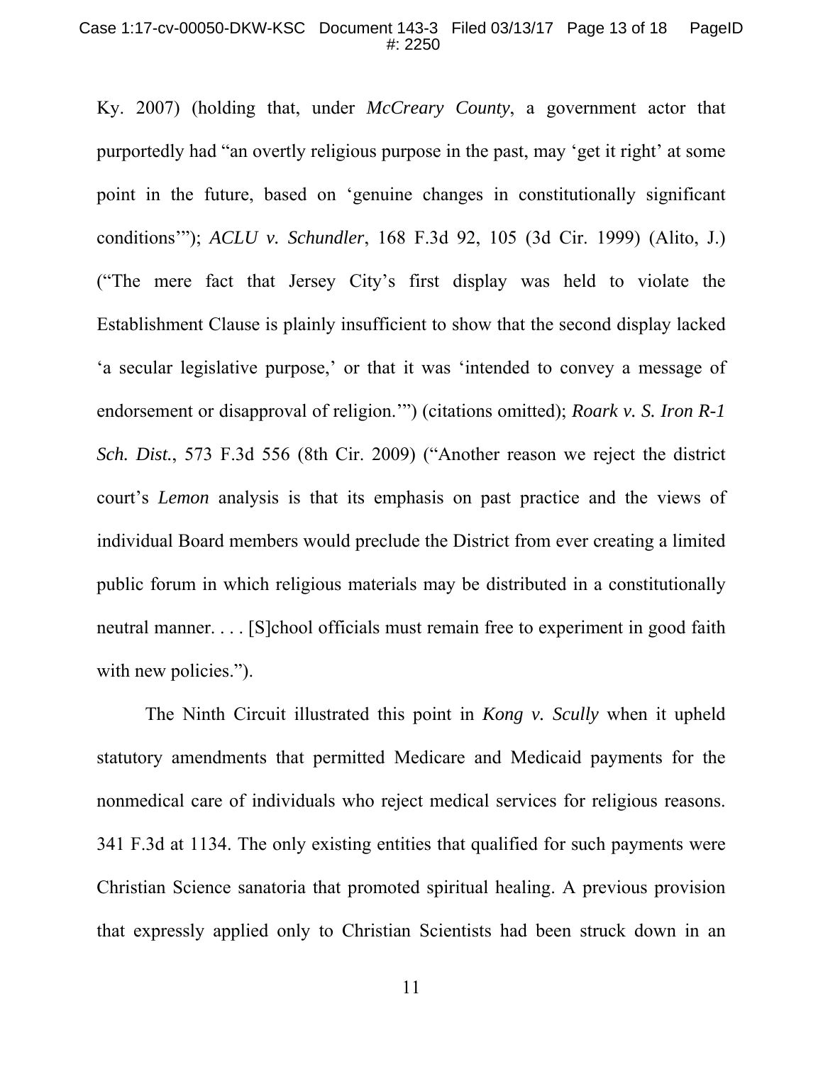Ky. 2007) (holding that, under *McCreary County*, a government actor that purportedly had "an overtly religious purpose in the past, may 'get it right' at some point in the future, based on 'genuine changes in constitutionally significant conditions'"); *ACLU v. Schundler*, 168 F.3d 92, 105 (3d Cir. 1999) (Alito, J.) ("The mere fact that Jersey City's first display was held to violate the Establishment Clause is plainly insufficient to show that the second display lacked 'a secular legislative purpose,' or that it was 'intended to convey a message of endorsement or disapproval of religion.'") (citations omitted); *Roark v. S. Iron R-1 Sch. Dist.*, 573 F.3d 556 (8th Cir. 2009) ("Another reason we reject the district court's *Lemon* analysis is that its emphasis on past practice and the views of individual Board members would preclude the District from ever creating a limited public forum in which religious materials may be distributed in a constitutionally neutral manner. . . . [S]chool officials must remain free to experiment in good faith with new policies.").

The Ninth Circuit illustrated this point in *Kong v. Scully* when it upheld statutory amendments that permitted Medicare and Medicaid payments for the nonmedical care of individuals who reject medical services for religious reasons. 341 F.3d at 1134. The only existing entities that qualified for such payments were Christian Science sanatoria that promoted spiritual healing. A previous provision that expressly applied only to Christian Scientists had been struck down in an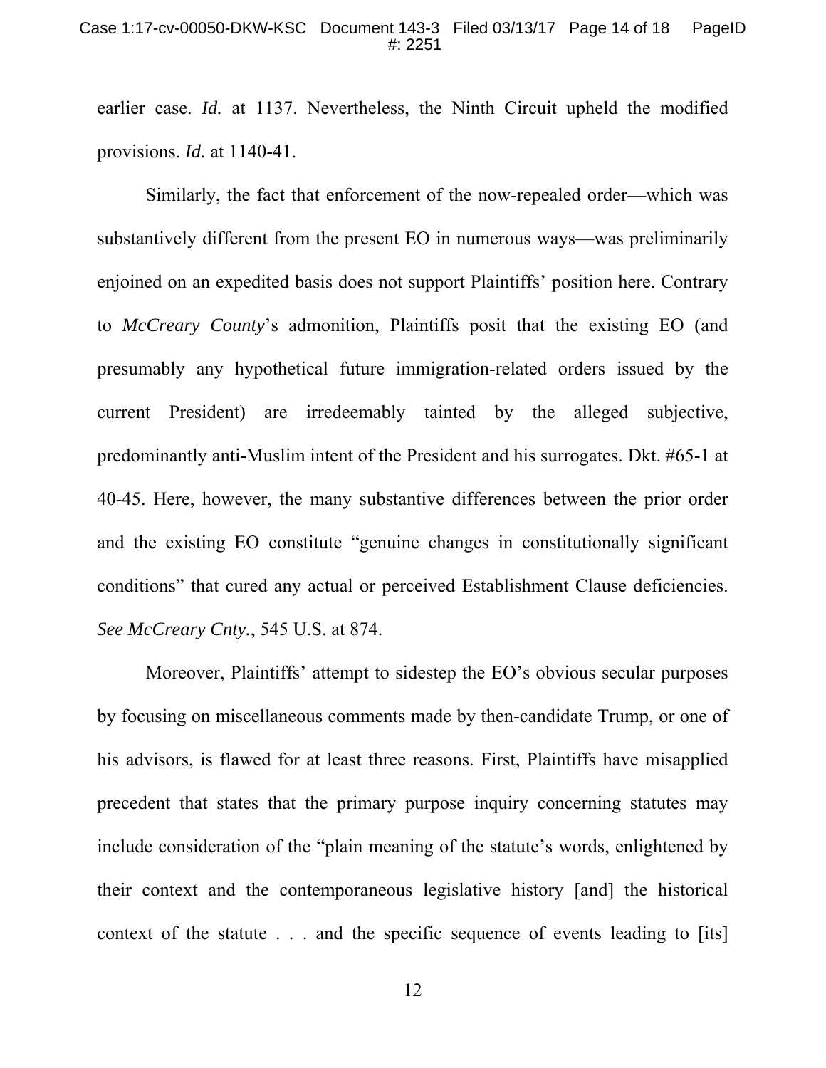earlier case. *Id.* at 1137. Nevertheless, the Ninth Circuit upheld the modified provisions. *Id.* at 1140-41.

Similarly, the fact that enforcement of the now-repealed order—which was substantively different from the present EO in numerous ways—was preliminarily enjoined on an expedited basis does not support Plaintiffs' position here. Contrary to *McCreary County*'s admonition, Plaintiffs posit that the existing EO (and presumably any hypothetical future immigration-related orders issued by the current President) are irredeemably tainted by the alleged subjective, predominantly anti-Muslim intent of the President and his surrogates. Dkt. #65-1 at 40-45. Here, however, the many substantive differences between the prior order and the existing EO constitute "genuine changes in constitutionally significant conditions" that cured any actual or perceived Establishment Clause deficiencies. *See McCreary Cnty.*, 545 U.S. at 874.

Moreover, Plaintiffs' attempt to sidestep the EO's obvious secular purposes by focusing on miscellaneous comments made by then-candidate Trump, or one of his advisors, is flawed for at least three reasons. First, Plaintiffs have misapplied precedent that states that the primary purpose inquiry concerning statutes may include consideration of the "plain meaning of the statute's words, enlightened by their context and the contemporaneous legislative history [and] the historical context of the statute . . . and the specific sequence of events leading to [its]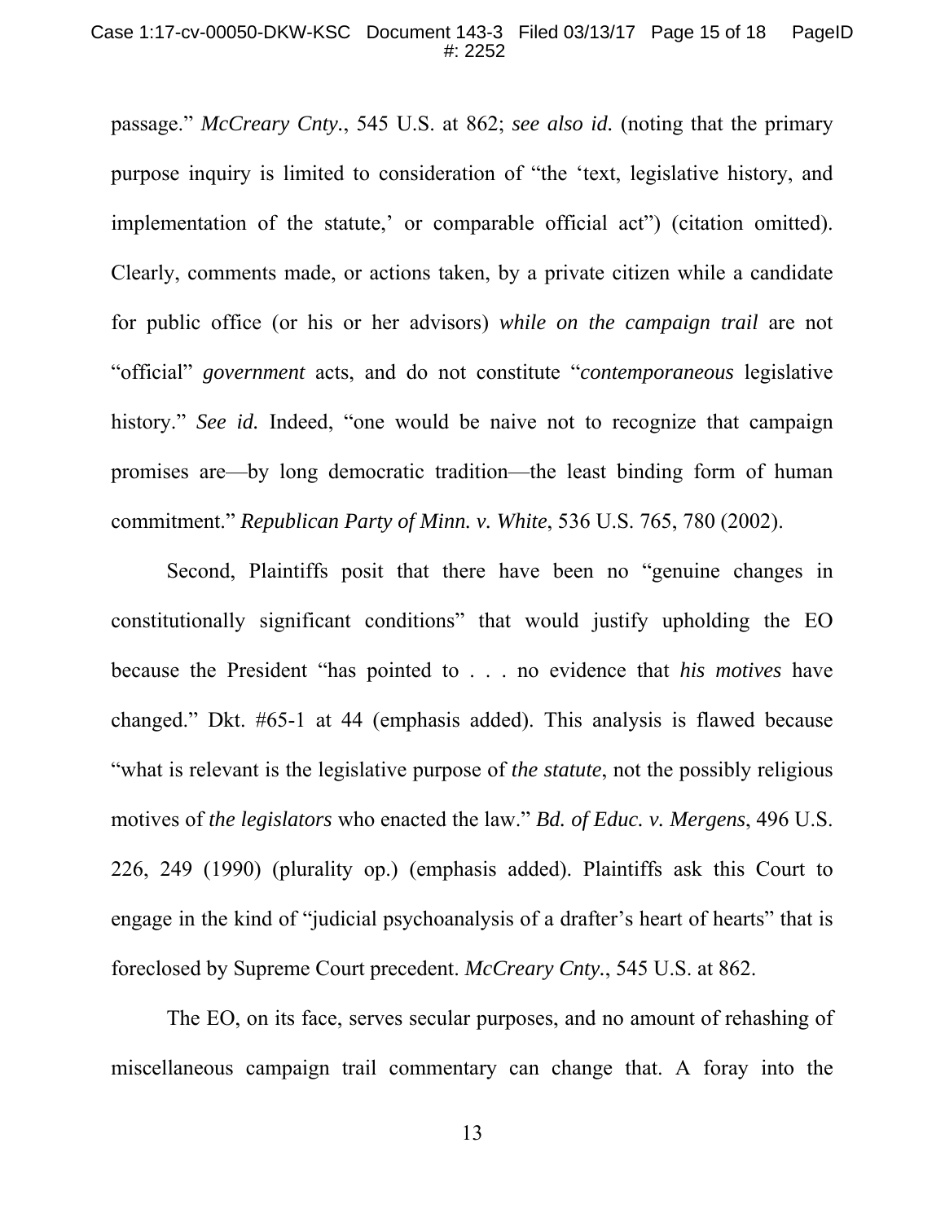passage." *McCreary Cnty.*, 545 U.S. at 862; *see also id.* (noting that the primary purpose inquiry is limited to consideration of "the 'text, legislative history, and implementation of the statute,' or comparable official act") (citation omitted). Clearly, comments made, or actions taken, by a private citizen while a candidate for public office (or his or her advisors) *while on the campaign trail* are not "official" *government* acts, and do not constitute "*contemporaneous* legislative history." *See id.* Indeed, "one would be naive not to recognize that campaign promises are—by long democratic tradition—the least binding form of human commitment." *Republican Party of Minn. v. White*, 536 U.S. 765, 780 (2002).

Second, Plaintiffs posit that there have been no "genuine changes in constitutionally significant conditions" that would justify upholding the EO because the President "has pointed to . . . no evidence that *his motives* have changed." Dkt. #65-1 at 44 (emphasis added). This analysis is flawed because "what is relevant is the legislative purpose of *the statute*, not the possibly religious motives of *the legislators* who enacted the law." *Bd. of Educ. v. Mergens*, 496 U.S. 226, 249 (1990) (plurality op.) (emphasis added). Plaintiffs ask this Court to engage in the kind of "judicial psychoanalysis of a drafter's heart of hearts" that is foreclosed by Supreme Court precedent. *McCreary Cnty.*, 545 U.S. at 862.

The EO, on its face, serves secular purposes, and no amount of rehashing of miscellaneous campaign trail commentary can change that. A foray into the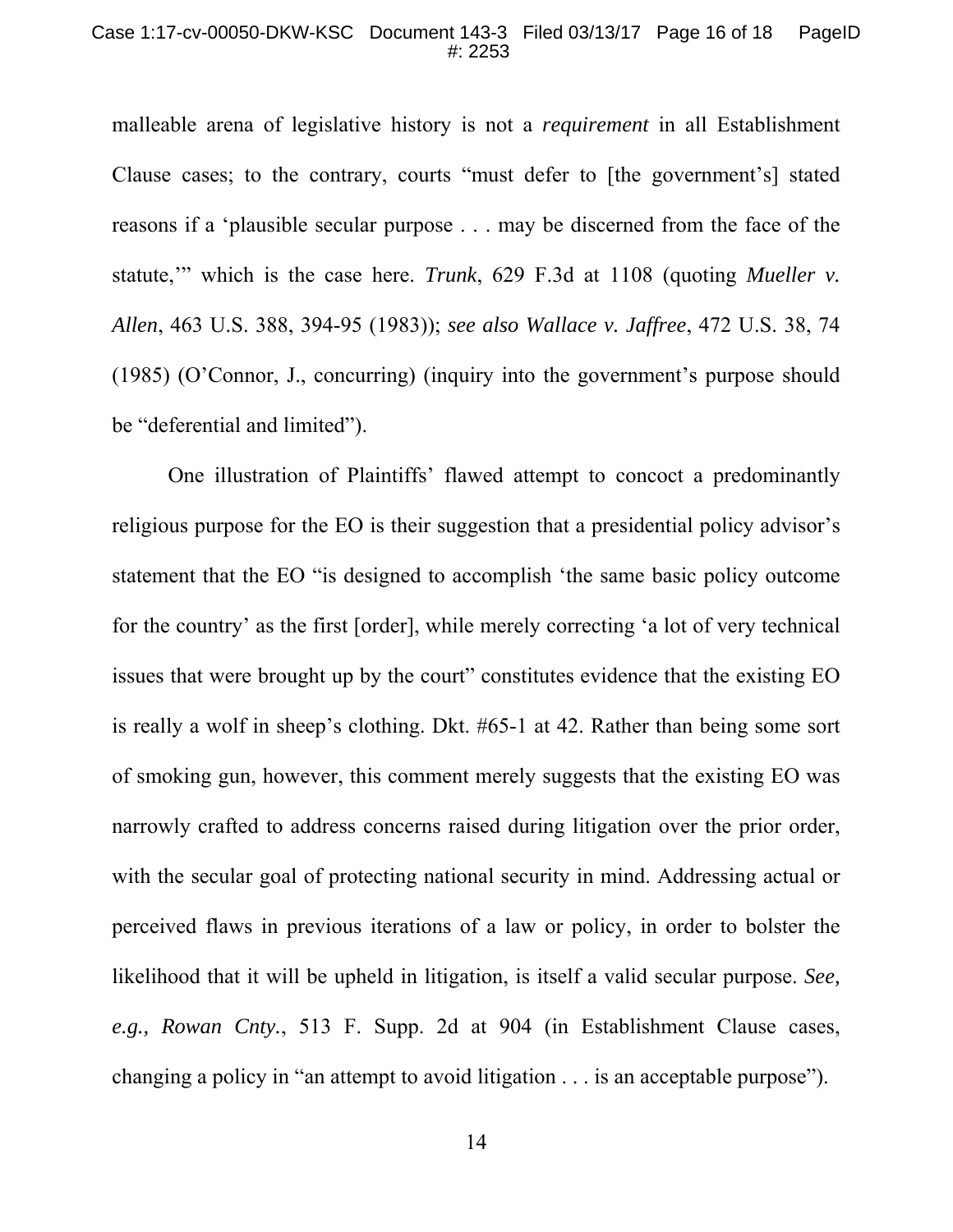malleable arena of legislative history is not a *requirement* in all Establishment Clause cases; to the contrary, courts "must defer to [the government's] stated reasons if a 'plausible secular purpose . . . may be discerned from the face of the statute,'" which is the case here. *Trunk*, 629 F.3d at 1108 (quoting *Mueller v. Allen*, 463 U.S. 388, 394-95 (1983)); *see also Wallace v. Jaffree*, 472 U.S. 38, 74 (1985) (O'Connor, J., concurring) (inquiry into the government's purpose should be "deferential and limited").

One illustration of Plaintiffs' flawed attempt to concoct a predominantly religious purpose for the EO is their suggestion that a presidential policy advisor's statement that the EO "is designed to accomplish 'the same basic policy outcome for the country' as the first [order], while merely correcting 'a lot of very technical issues that were brought up by the court" constitutes evidence that the existing EO is really a wolf in sheep's clothing. Dkt. #65-1 at 42. Rather than being some sort of smoking gun, however, this comment merely suggests that the existing EO was narrowly crafted to address concerns raised during litigation over the prior order, with the secular goal of protecting national security in mind. Addressing actual or perceived flaws in previous iterations of a law or policy, in order to bolster the likelihood that it will be upheld in litigation, is itself a valid secular purpose. *See, e.g., Rowan Cnty.*, 513 F. Supp. 2d at 904 (in Establishment Clause cases, changing a policy in "an attempt to avoid litigation . . . is an acceptable purpose").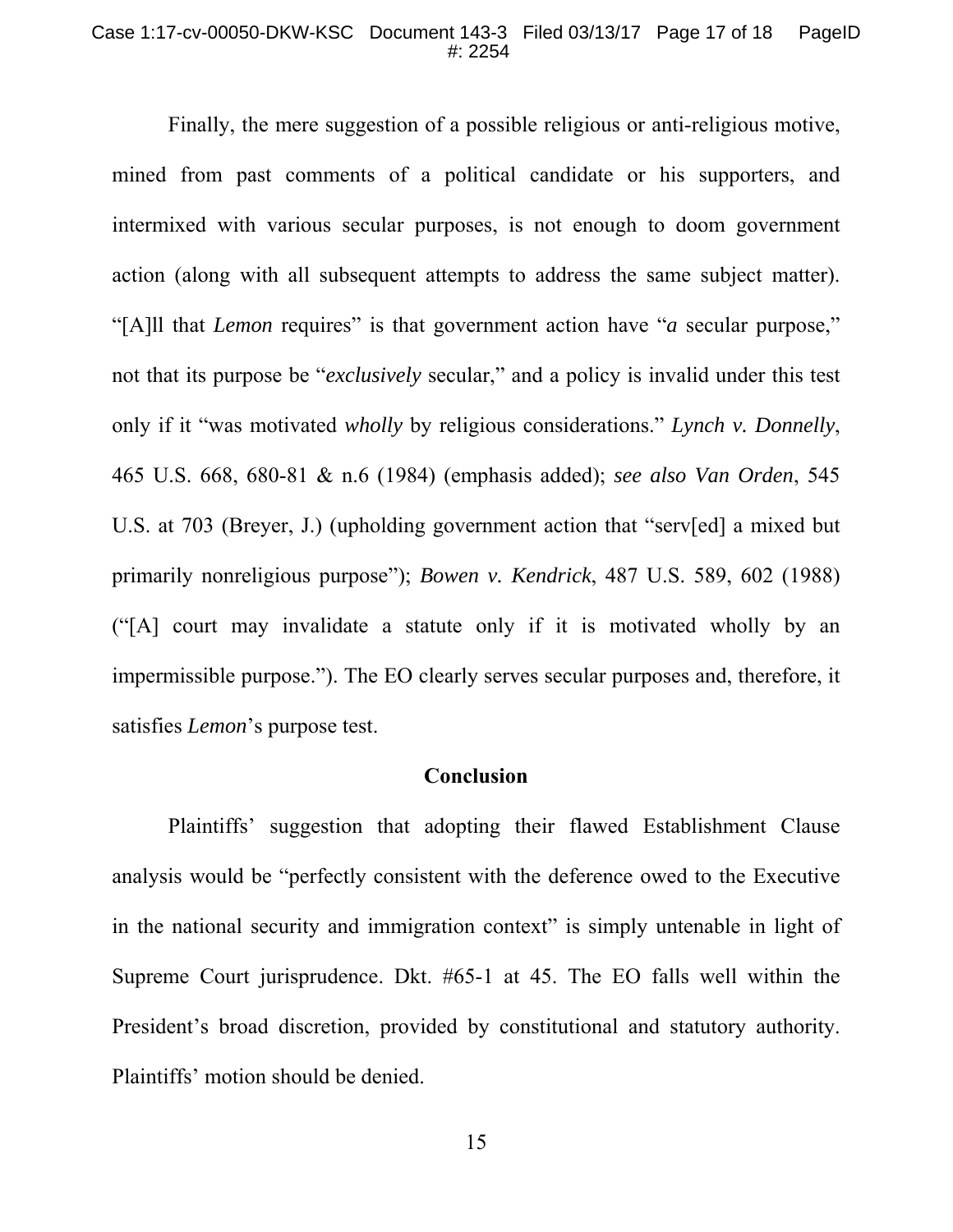Finally, the mere suggestion of a possible religious or anti-religious motive, mined from past comments of a political candidate or his supporters, and intermixed with various secular purposes, is not enough to doom government action (along with all subsequent attempts to address the same subject matter). "[A]ll that *Lemon* requires" is that government action have "*a* secular purpose," not that its purpose be "*exclusively* secular," and a policy is invalid under this test only if it "was motivated *wholly* by religious considerations." *Lynch v. Donnelly*, 465 U.S. 668, 680-81 & n.6 (1984) (emphasis added); *see also Van Orden*, 545 U.S. at 703 (Breyer, J.) (upholding government action that "serv[ed] a mixed but primarily nonreligious purpose"); *Bowen v. Kendrick*, 487 U.S. 589, 602 (1988) ("[A] court may invalidate a statute only if it is motivated wholly by an impermissible purpose."). The EO clearly serves secular purposes and, therefore, it satisfies *Lemon*'s purpose test.

## Conclusion

Plaintiffs' suggestion that adopting their flawed Establishment Clause analysis would be "perfectly consistent with the deference owed to the Executive in the national security and immigration context" is simply untenable in light of Supreme Court jurisprudence. Dkt. #65-1 at 45. The EO falls well within the President's broad discretion, provided by constitutional and statutory authority. Plaintiffs' motion should be denied.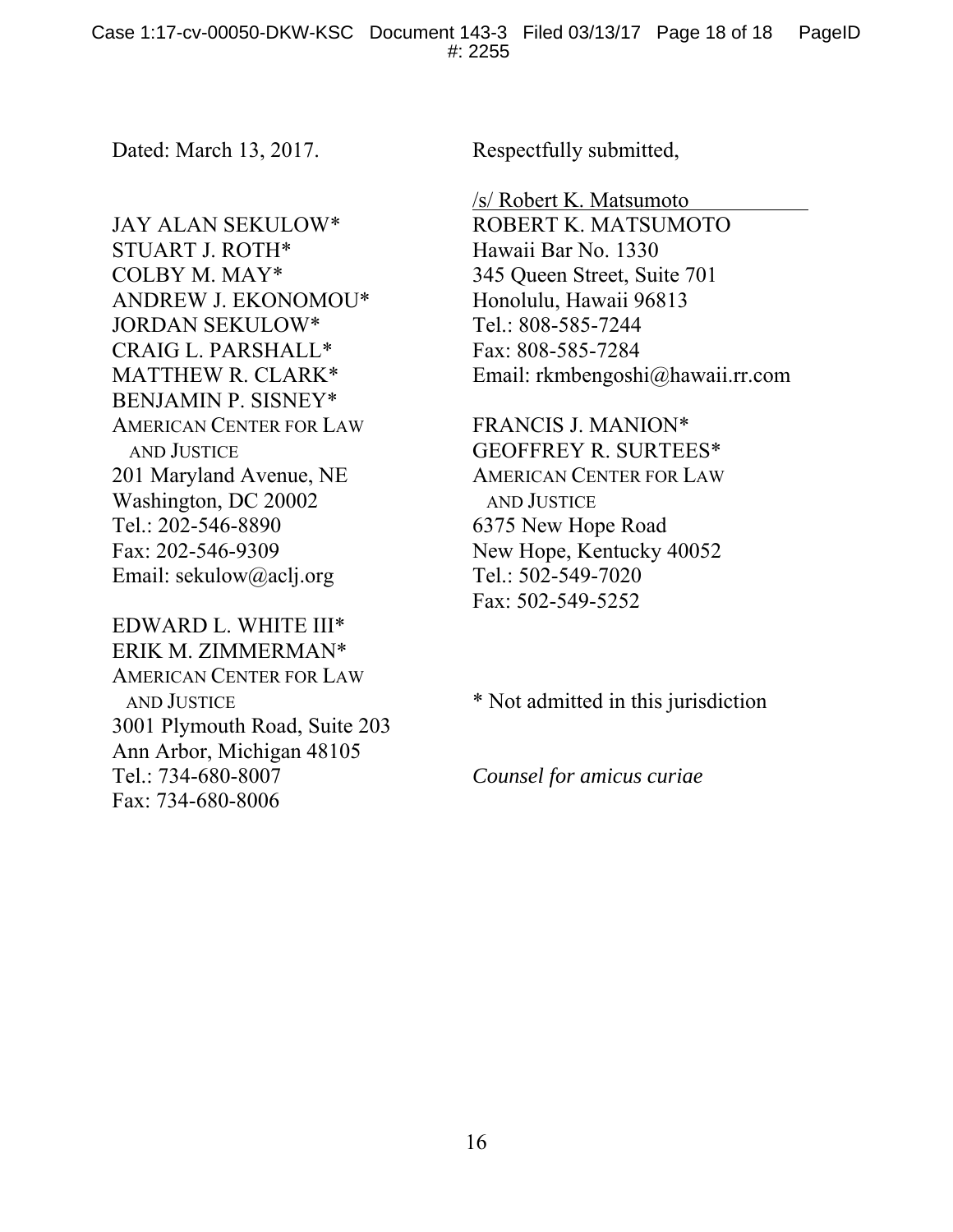Dated: March 13, 2017.

Respectfully submitted,

/s/ Robert K. Matsumoto
ROBERT K. MATSUMOTO
Hawaii Bar No. 1330
345 Queen Street, Suite 701
Honolulu, Hawaii 96813
Tel.: 808-585-7244
Fax: 808-585-7284
Email: rkmbengoshi@hawaii.rr.com

JAY ALAN SEKULOW*
STUART J. ROTH*
COLBY M. MAY*
ANDREW J. EKONOMOU*
JORDAN SEKULOW*
CRAIG L. PARSHALL*
MATTHEW R. CLARK*
BENJAMIN P. SISNEY*
AMERICAN CENTER FOR LAW AND JUSTICE
201 Maryland Avenue, NE
Washington, DC 20002
Tel.: 202-546-8890
Fax: 202-546-9309
Email: sekulow@aclj.org

FRANCIS J. MANION*
GEOFFREY R. SURTEES*
AMERICAN CENTER FOR LAW AND JUSTICE
6375 New Hope Road
New Hope, Kentucky 40052
Tel.: 502-549-7020
Fax: 502-549-5252

EDWARD L. WHITE III*
ERIK M. ZIMMERMAN*
AMERICAN CENTER FOR LAW AND JUSTICE
3001 Plymouth Road, Suite 203
Ann Arbor, Michigan 48105
Tel.: 734-680-8007
Fax: 734-680-8006

* Not admitted in this jurisdiction

*Counsel for amicus curiae*